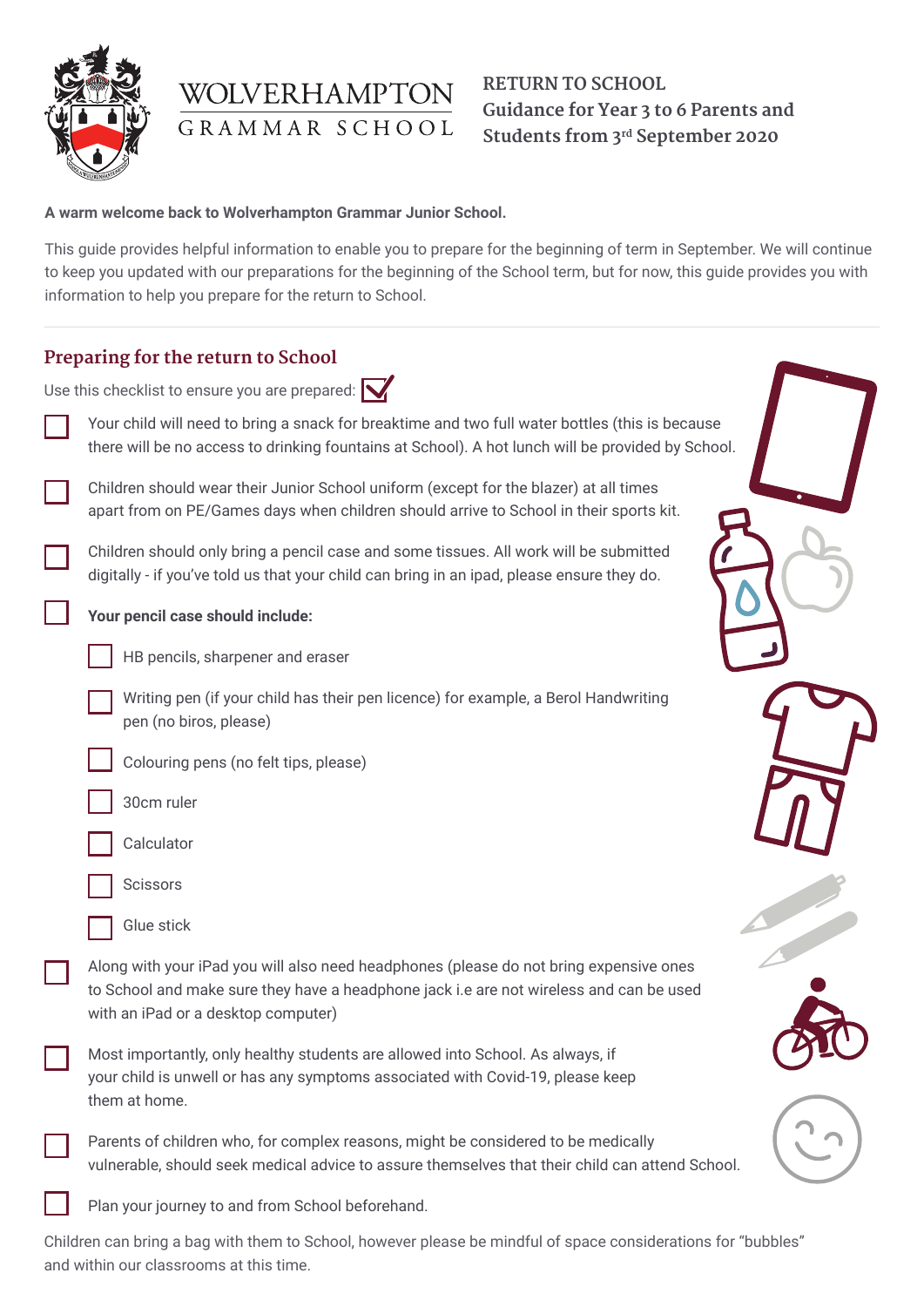# WOLVERHAMPTON GRAMMAR SCHOOL

## RETURN TO SCHOOL
## Guidance for Year 3 to 6 Parents and Students from 3rd September 2020

**A warm welcome back to Wolverhampton Grammar Junior School.**

This guide provides helpful information to enable you to prepare for the beginning of term in September. We will continue to keep you updated with our preparations for the beginning of the School term, but for now, this guide provides you with information to help you prepare for the return to School.

## Preparing for the return to School

Use this checklist to ensure you are prepared:

- [ ] Your child will need to bring a snack for breaktime and two full water bottles (this is because there will be no access to drinking fountains at School). A hot lunch will be provided by School.
- [ ] Children should wear their Junior School uniform (except for the blazer) at all times apart from on PE/Games days when children should arrive to School in their sports kit.
- [ ] Children should only bring a pencil case and some tissues. All work will be submitted digitally - if you've told us that your child can bring in an ipad, please ensure they do.
- [ ] **Your pencil case should include:**
  - [ ] HB pencils, sharpener and eraser
  - [ ] Writing pen (if your child has their pen licence) for example, a Berol Handwriting pen (no biros, please)
  - [ ] Colouring pens (no felt tips, please)
  - [ ] 30cm ruler
  - [ ] Calculator
  - [ ] Scissors
  - [ ] Glue stick
- [ ] Along with your iPad you will also need headphones (please do not bring expensive ones to School and make sure they have a headphone jack i.e are not wireless and can be used with an iPad or a desktop computer)
- [ ] Most importantly, only healthy students are allowed into School. As always, if your child is unwell or has any symptoms associated with Covid-19, please keep them at home.
- [ ] Parents of children who, for complex reasons, might be considered to be medically vulnerable, should seek medical advice to assure themselves that their child can attend School.
- [ ] Plan your journey to and from School beforehand.

Children can bring a bag with them to School, however please be mindful of space considerations for "bubbles" and within our classrooms at this time.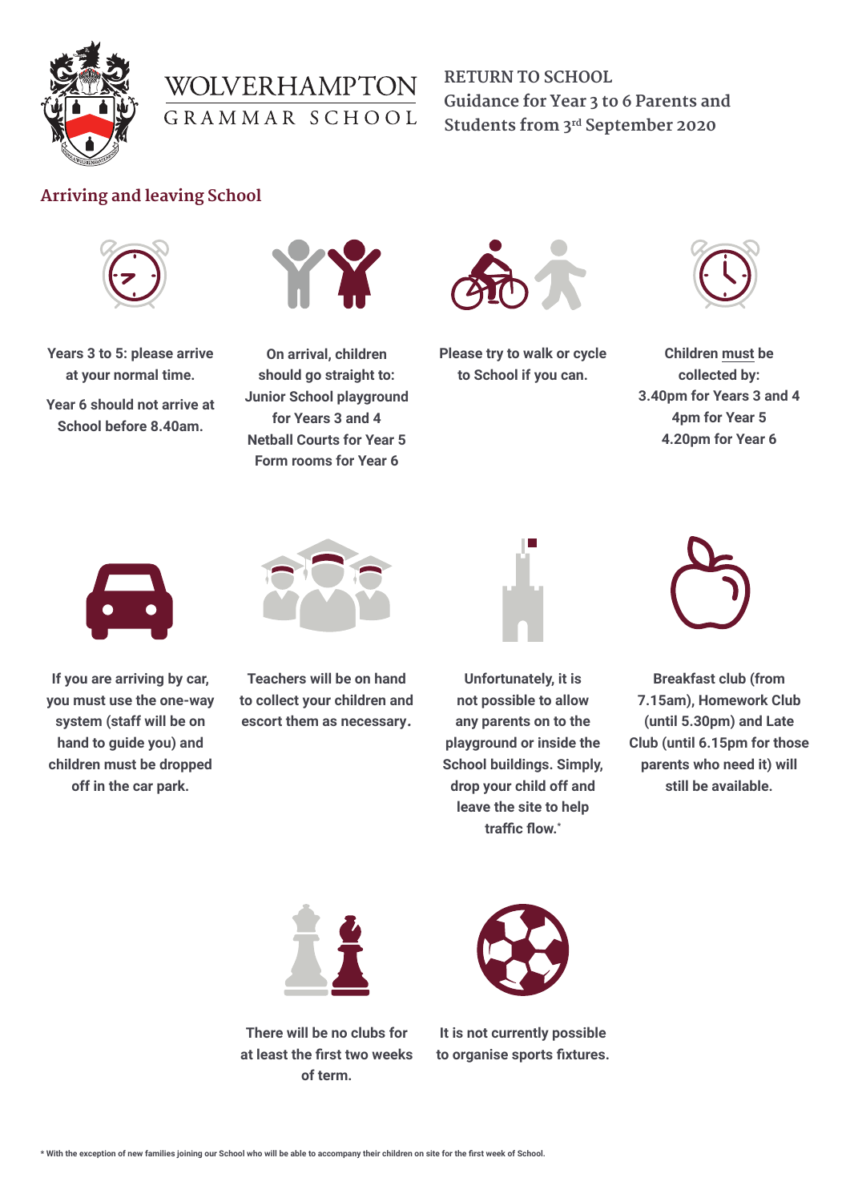# WOLVERHAMPTON GRAMMAR SCHOOL

RETURN TO SCHOOL
Guidance for Year 3 to 6 Parents and Students from 3rd September 2020

## Arriving and leaving School

**Years 3 to 5: please arrive at your normal time.**

**Year 6 should not arrive at School before 8.40am.**

**On arrival, children should go straight to: Junior School playground for Years 3 and 4, Netball Courts for Year 5, Form rooms for Year 6**

**Please try to walk or cycle to School if you can.**

**Children must be collected by:**
**3.40pm for Years 3 and 4**
**4pm for Year 5**
**4.20pm for Year 6**

**If you are arriving by car, you must use the one-way system (staff will be on hand to guide you) and children must be dropped off in the car park.**

**Teachers will be on hand to collect your children and escort them as necessary.**

**Unfortunately, it is not possible to allow any parents on to the playground or inside the School buildings. Simply, drop your child off and leave the site to help traffic flow.***

**Breakfast club (from 7.15am), Homework Club (until 5.30pm) and Late Club (until 6.15pm for those parents who need it) will still be available.**

**There will be no clubs for at least the first two weeks of term.**

**It is not currently possible to organise sports fixtures.**

\* With the exception of new families joining our School who will be able to accompany their children on site for the first week of School.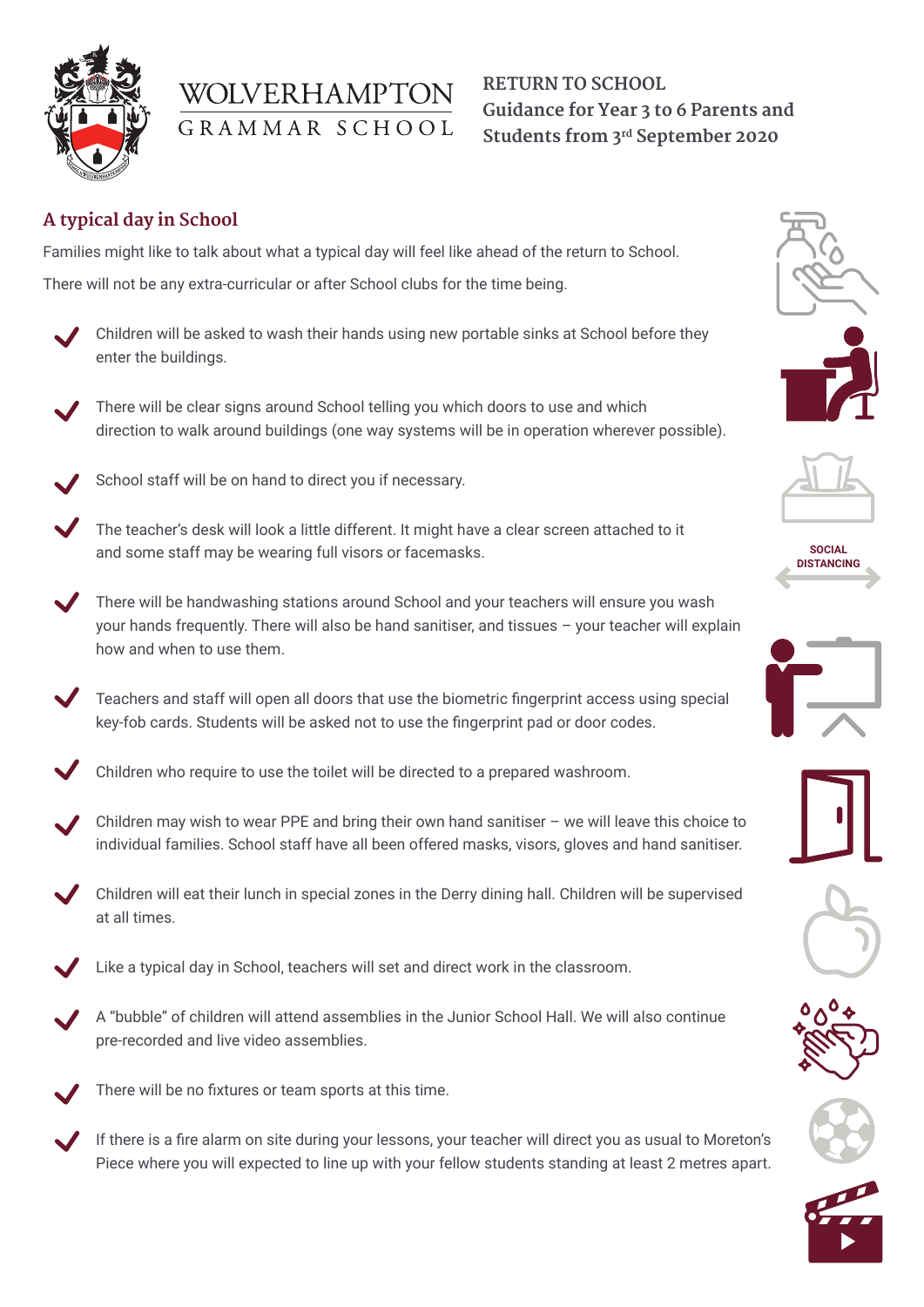WOLVERHAMPTON GRAMMAR SCHOOL

**RETURN TO SCHOOL**
**Guidance for Year 3 to 6 Parents and Students from 3rd September 2020**

## A typical day in School

Families might like to talk about what a typical day will feel like ahead of the return to School.

There will not be any extra-curricular or after School clubs for the time being.

- Children will be asked to wash their hands using new portable sinks at School before they enter the buildings.
- There will be clear signs around School telling you which doors to use and which direction to walk around buildings (one way systems will be in operation wherever possible).
- School staff will be on hand to direct you if necessary.
- The teacher's desk will look a little different. It might have a clear screen attached to it and some staff may be wearing full visors or facemasks.
- There will be handwashing stations around School and your teachers will ensure you wash your hands frequently. There will also be hand sanitiser, and tissues – your teacher will explain how and when to use them.
- Teachers and staff will open all doors that use the biometric fingerprint access using special key-fob cards. Students will be asked not to use the fingerprint pad or door codes.
- Children who require to use the toilet will be directed to a prepared washroom.
- Children may wish to wear PPE and bring their own hand sanitiser – we will leave this choice to individual families. School staff have all been offered masks, visors, gloves and hand sanitiser.
- Children will eat their lunch in special zones in the Derry dining hall. Children will be supervised at all times.
- Like a typical day in School, teachers will set and direct work in the classroom.
- A "bubble" of children will attend assemblies in the Junior School Hall. We will also continue pre-recorded and live video assemblies.
- There will be no fixtures or team sports at this time.
- If there is a fire alarm on site during your lessons, your teacher will direct you as usual to Moreton's Piece where you will expected to line up with your fellow students standing at least 2 metres apart.

SOCIAL DISTANCING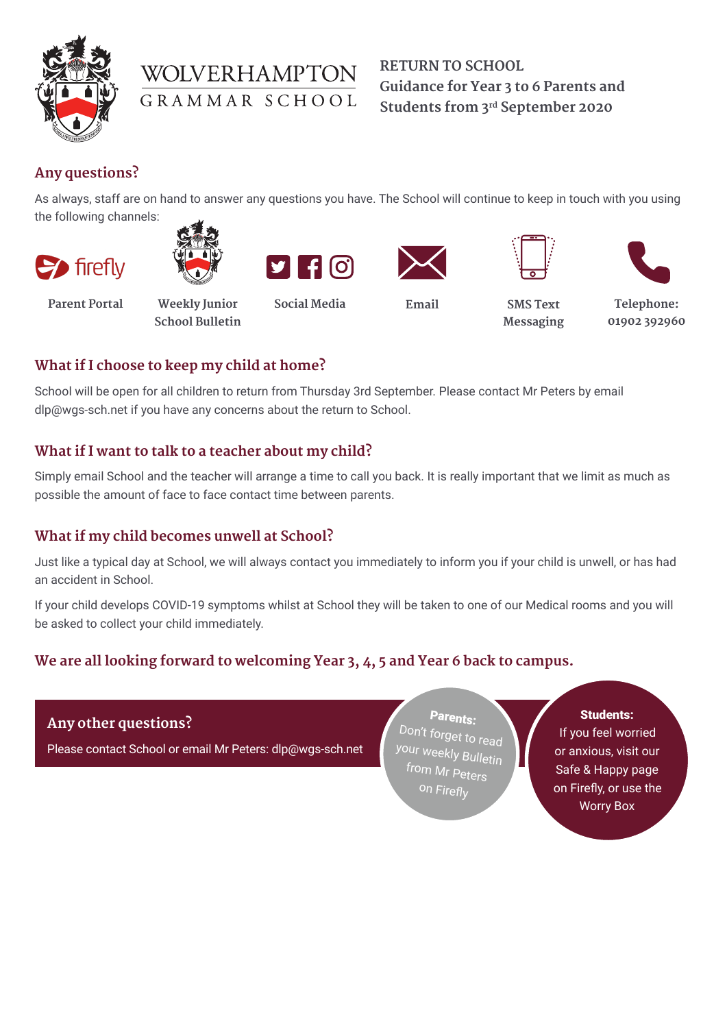WOLVERHAMPTON GRAMMAR SCHOOL

**RETURN TO SCHOOL**
**Guidance for Year 3 to 6 Parents and Students from 3rd September 2020**

## Any questions?

As always, staff are on hand to answer any questions you have. The School will continue to keep in touch with you using the following channels:

- Parent Portal
- Weekly Junior School Bulletin
- Social Media
- Email
- SMS Text Messaging
- Telephone: 01902 392960

## What if I choose to keep my child at home?

School will be open for all children to return from Thursday 3rd September. Please contact Mr Peters by email dlp@wgs-sch.net if you have any concerns about the return to School.

## What if I want to talk to a teacher about my child?

Simply email School and the teacher will arrange a time to call you back. It is really important that we limit as much as possible the amount of face to face contact time between parents.

## What if my child becomes unwell at School?

Just like a typical day at School, we will always contact you immediately to inform you if your child is unwell, or has had an accident in School.

If your child develops COVID-19 symptoms whilst at School they will be taken to one of our Medical rooms and you will be asked to collect your child immediately.

## We are all looking forward to welcoming Year 3, 4, 5 and Year 6 back to campus.

## Any other questions?

Please contact School or email Mr Peters: dlp@wgs-sch.net

**Parents:** Don't forget to read your weekly Bulletin from Mr Peters on Firefly

**Students:** If you feel worried or anxious, visit our Safe & Happy page on Firefly, or use the Worry Box